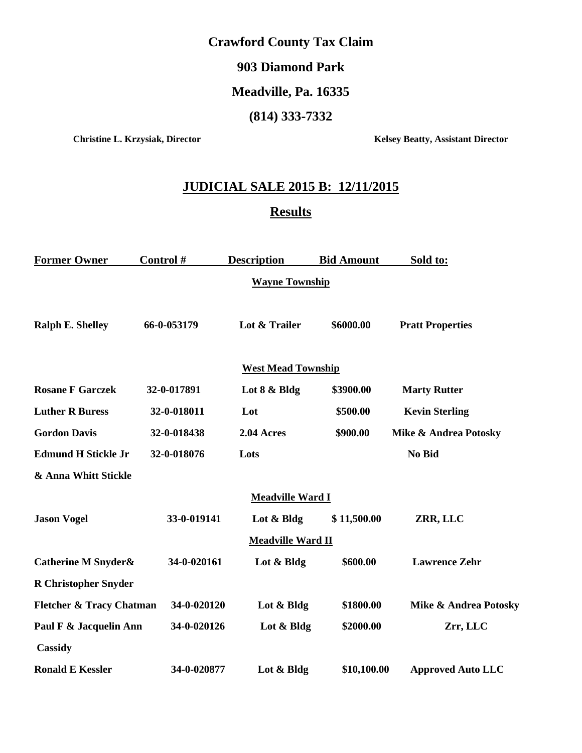**Crawford County Tax Claim**

**903 Diamond Park**

**Meadville, Pa. 16335**

**(814) 333-7332**

**Christine L. Krzysiak, Director** **Kelsey Beatty, Assistant Director**

## JUDICIAL SALE 2015 B: 12/11/2015

## Results

| Former Owner | Control # | Description | Bid Amount | Sold to: |
|---|---|---|---|---|
| | | **Wayne Township** | | |
| Ralph E. Shelley | 66-0-053179 | Lot & Trailer | $6000.00 | Pratt Properties |
| | | **West Mead Township** | | |
| Rosane F Garczek | 32-0-017891 | Lot 8 & Bldg | $3900.00 | Marty Rutter |
| Luther R Buress | 32-0-018011 | Lot | $500.00 | Kevin Sterling |
| Gordon Davis | 32-0-018438 | 2.04 Acres | $900.00 | Mike & Andrea Potosky |
| Edmund H Stickle Jr & Anna Whitt Stickle | 32-0-018076 | Lots | | No Bid |
| | | **Meadville Ward I** | | |
| Jason Vogel | 33-0-019141 | Lot & Bldg | $ 11,500.00 | ZRR, LLC |
| | | **Meadville Ward II** | | |
| Catherine M Snyder& R Christopher Snyder | 34-0-020161 | Lot & Bldg | $600.00 | Lawrence Zehr |
| Fletcher & Tracy Chatman | 34-0-020120 | Lot & Bldg | $1800.00 | Mike & Andrea Potosky |
| Paul F & Jacquelin Ann Cassidy | 34-0-020126 | Lot & Bldg | $2000.00 | Zrr, LLC |
| Ronald E Kessler | 34-0-020877 | Lot & Bldg | $10,100.00 | Approved Auto LLC |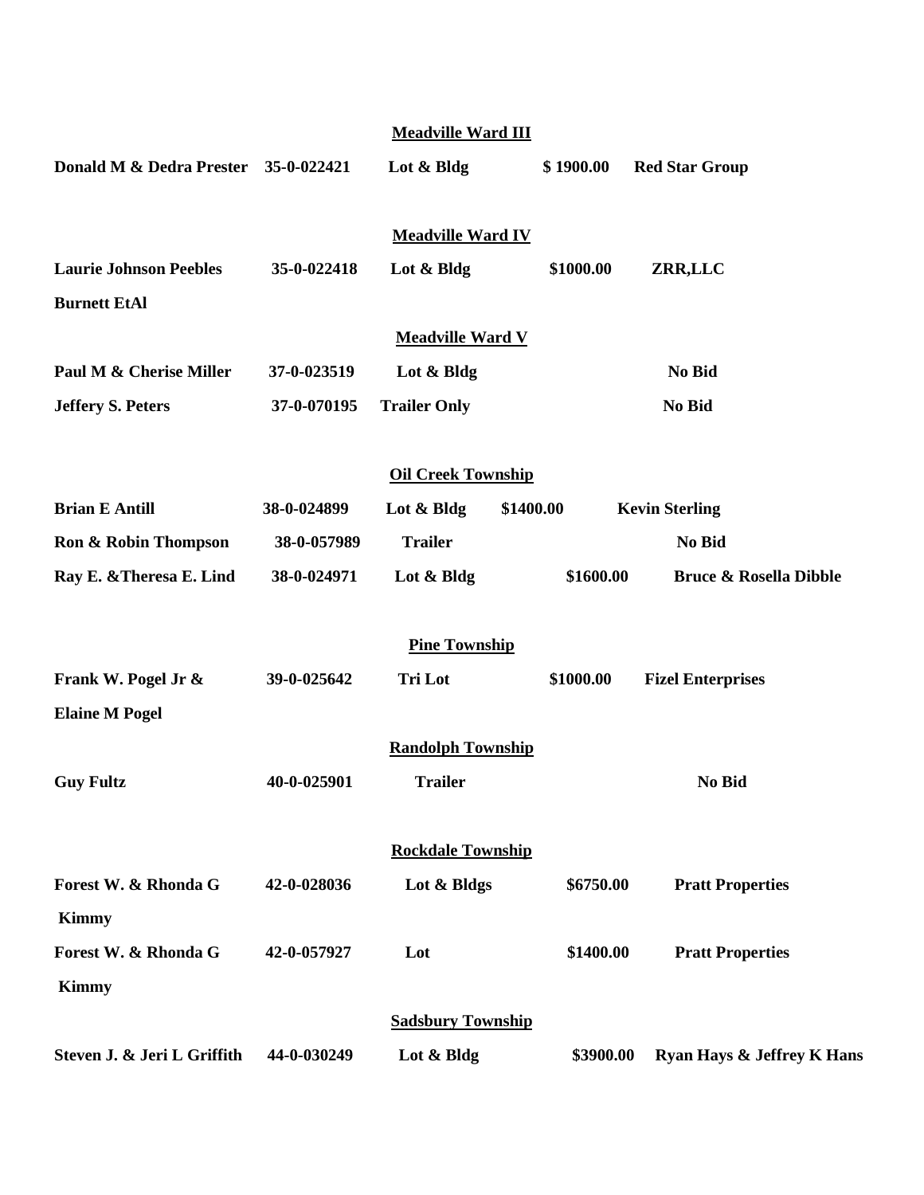**Meadville Ward III**

| | | | | |
|---|---|---|---|---|
| **Donald M & Dedra Prester** | **35-0-022421** | **Lot & Bldg** | **$ 1900.00** | **Red Star Group** |

**Meadville Ward IV**

| | | | | |
|---|---|---|---|---|
| **Laurie Johnson Peebles Burnett EtAl** | **35-0-022418** | **Lot & Bldg** | **$1000.00** | **ZRR,LLC** |

**Meadville Ward V**

| | | | | |
|---|---|---|---|---|
| **Paul M & Cherise Miller** | **37-0-023519** | **Lot & Bldg** | | **No Bid** |
| **Jeffery S. Peters** | **37-0-070195** | **Trailer Only** | | **No Bid** |

**Oil Creek Township**

| | | | | |
|---|---|---|---|---|
| **Brian E Antill** | **38-0-024899** | **Lot & Bldg** | **$1400.00** | **Kevin Sterling** |
| **Ron & Robin Thompson** | **38-0-057989** | **Trailer** | | **No Bid** |
| **Ray E. &Theresa E. Lind** | **38-0-024971** | **Lot & Bldg** | **$1600.00** | **Bruce & Rosella Dibble** |

**Pine Township**

| | | | | |
|---|---|---|---|---|
| **Frank W. Pogel Jr & Elaine M Pogel** | **39-0-025642** | **Tri Lot** | **$1000.00** | **Fizel Enterprises** |

**Randolph Township**

| | | | | |
|---|---|---|---|---|
| **Guy Fultz** | **40-0-025901** | **Trailer** | | **No Bid** |

**Rockdale Township**

| | | | | |
|---|---|---|---|---|
| **Forest W. & Rhonda G Kimmy** | **42-0-028036** | **Lot & Bldgs** | **$6750.00** | **Pratt Properties** |
| **Forest W. & Rhonda G Kimmy** | **42-0-057927** | **Lot** | **$1400.00** | **Pratt Properties** |

**Sadsbury Township**

| | | | | |
|---|---|---|---|---|
| **Steven J. & Jeri L Griffith** | **44-0-030249** | **Lot & Bldg** | **$3900.00** | **Ryan Hays & Jeffrey K Hans** |